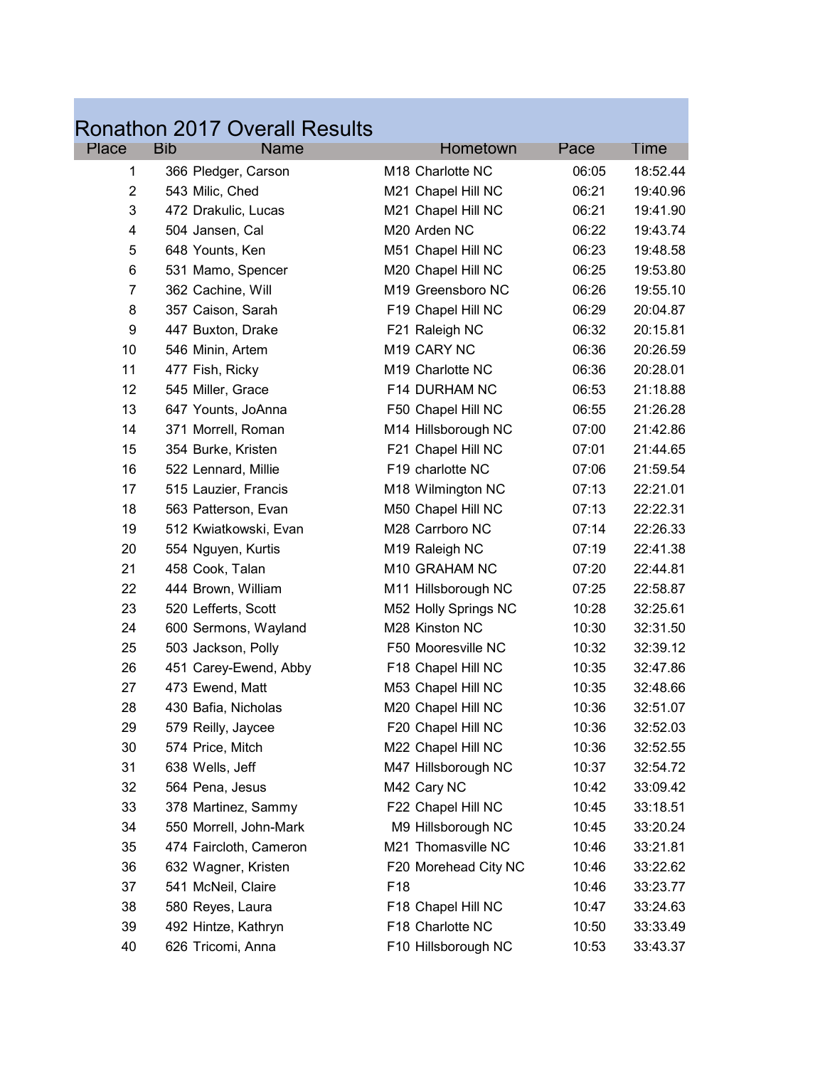# Ronathon 2017 Overall Results

| Place | Bib | Name | Hometown | Pace | Time |
|---|---|---|---|---|---|
| 1 | 366 | Pledger, Carson | M18 Charlotte NC | 06:05 | 18:52.44 |
| 2 | 543 | Milic, Ched | M21 Chapel Hill NC | 06:21 | 19:40.96 |
| 3 | 472 | Drakulic, Lucas | M21 Chapel Hill NC | 06:21 | 19:41.90 |
| 4 | 504 | Jansen, Cal | M20 Arden NC | 06:22 | 19:43.74 |
| 5 | 648 | Younts, Ken | M51 Chapel Hill NC | 06:23 | 19:48.58 |
| 6 | 531 | Mamo, Spencer | M20 Chapel Hill NC | 06:25 | 19:53.80 |
| 7 | 362 | Cachine, Will | M19 Greensboro NC | 06:26 | 19:55.10 |
| 8 | 357 | Caison, Sarah | F19 Chapel Hill NC | 06:29 | 20:04.87 |
| 9 | 447 | Buxton, Drake | F21 Raleigh NC | 06:32 | 20:15.81 |
| 10 | 546 | Minin, Artem | M19 CARY NC | 06:36 | 20:26.59 |
| 11 | 477 | Fish, Ricky | M19 Charlotte NC | 06:36 | 20:28.01 |
| 12 | 545 | Miller, Grace | F14 DURHAM NC | 06:53 | 21:18.88 |
| 13 | 647 | Younts, JoAnna | F50 Chapel Hill NC | 06:55 | 21:26.28 |
| 14 | 371 | Morrell, Roman | M14 Hillsborough NC | 07:00 | 21:42.86 |
| 15 | 354 | Burke, Kristen | F21 Chapel Hill NC | 07:01 | 21:44.65 |
| 16 | 522 | Lennard, Millie | F19 charlotte NC | 07:06 | 21:59.54 |
| 17 | 515 | Lauzier, Francis | M18 Wilmington NC | 07:13 | 22:21.01 |
| 18 | 563 | Patterson, Evan | M50 Chapel Hill NC | 07:13 | 22:22.31 |
| 19 | 512 | Kwiatkowski, Evan | M28 Carrboro NC | 07:14 | 22:26.33 |
| 20 | 554 | Nguyen, Kurtis | M19 Raleigh NC | 07:19 | 22:41.38 |
| 21 | 458 | Cook, Talan | M10 GRAHAM NC | 07:20 | 22:44.81 |
| 22 | 444 | Brown, William | M11 Hillsborough NC | 07:25 | 22:58.87 |
| 23 | 520 | Lefferts, Scott | M52 Holly Springs NC | 10:28 | 32:25.61 |
| 24 | 600 | Sermons, Wayland | M28 Kinston NC | 10:30 | 32:31.50 |
| 25 | 503 | Jackson, Polly | F50 Mooresville NC | 10:32 | 32:39.12 |
| 26 | 451 | Carey-Ewend, Abby | F18 Chapel Hill NC | 10:35 | 32:47.86 |
| 27 | 473 | Ewend, Matt | M53 Chapel Hill NC | 10:35 | 32:48.66 |
| 28 | 430 | Bafia, Nicholas | M20 Chapel Hill NC | 10:36 | 32:51.07 |
| 29 | 579 | Reilly, Jaycee | F20 Chapel Hill NC | 10:36 | 32:52.03 |
| 30 | 574 | Price, Mitch | M22 Chapel Hill NC | 10:36 | 32:52.55 |
| 31 | 638 | Wells, Jeff | M47 Hillsborough NC | 10:37 | 32:54.72 |
| 32 | 564 | Pena, Jesus | M42 Cary NC | 10:42 | 33:09.42 |
| 33 | 378 | Martinez, Sammy | F22 Chapel Hill NC | 10:45 | 33:18.51 |
| 34 | 550 | Morrell, John-Mark | M9 Hillsborough NC | 10:45 | 33:20.24 |
| 35 | 474 | Faircloth, Cameron | M21 Thomasville NC | 10:46 | 33:21.81 |
| 36 | 632 | Wagner, Kristen | F20 Morehead City NC | 10:46 | 33:22.62 |
| 37 | 541 | McNeil, Claire | F18 | 10:46 | 33:23.77 |
| 38 | 580 | Reyes, Laura | F18 Chapel Hill NC | 10:47 | 33:24.63 |
| 39 | 492 | Hintze, Kathryn | F18 Charlotte NC | 10:50 | 33:33.49 |
| 40 | 626 | Tricomi, Anna | F10 Hillsborough NC | 10:53 | 33:43.37 |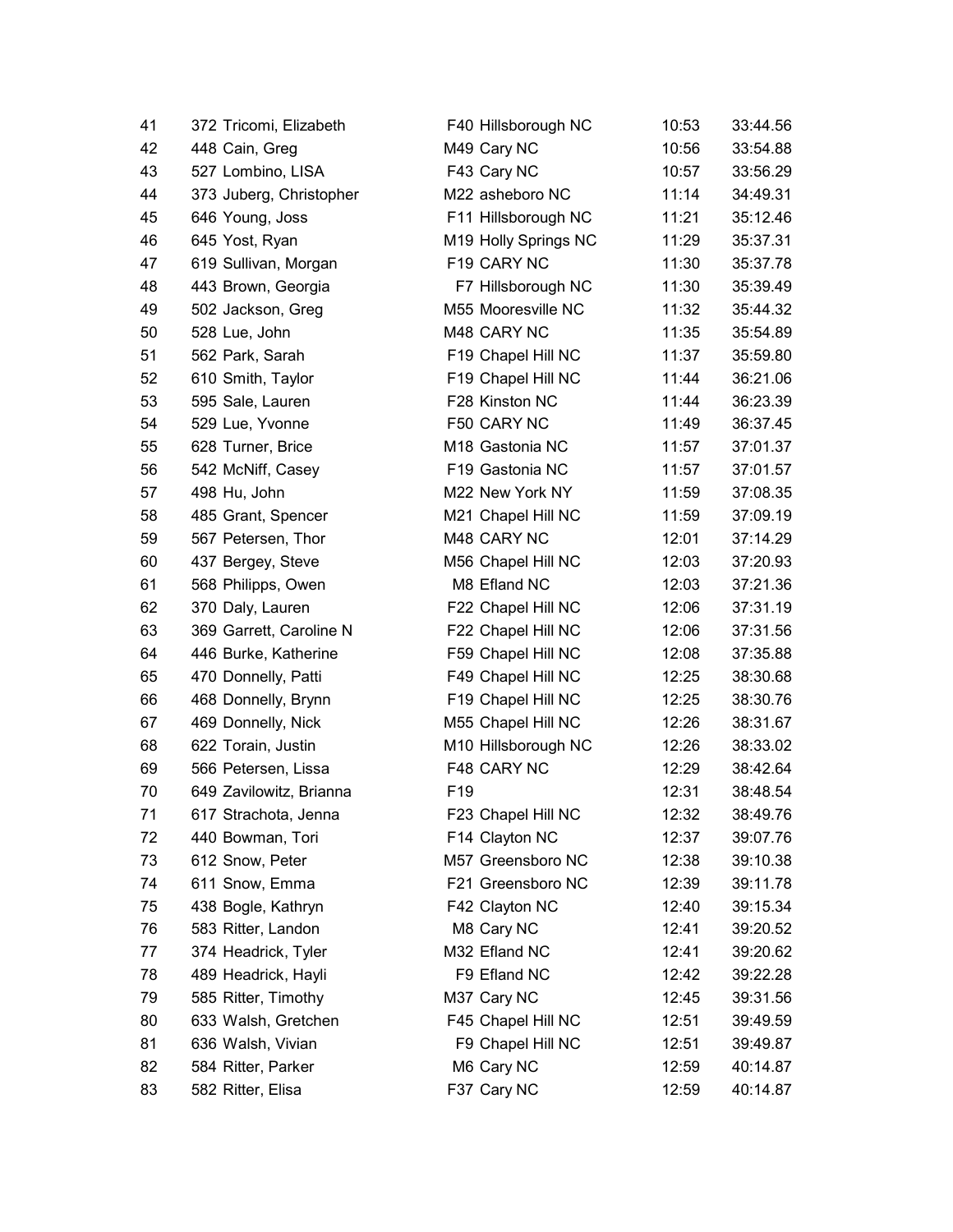| | | | | |
|---|---|---|---|---|
| 41 | 372 Tricomi, Elizabeth | F40 Hillsborough NC | 10:53 | 33:44.56 |
| 42 | 448 Cain, Greg | M49 Cary NC | 10:56 | 33:54.88 |
| 43 | 527 Lombino, LISA | F43 Cary NC | 10:57 | 33:56.29 |
| 44 | 373 Juberg, Christopher | M22 asheboro NC | 11:14 | 34:49.31 |
| 45 | 646 Young, Joss | F11 Hillsborough NC | 11:21 | 35:12.46 |
| 46 | 645 Yost, Ryan | M19 Holly Springs NC | 11:29 | 35:37.31 |
| 47 | 619 Sullivan, Morgan | F19 CARY NC | 11:30 | 35:37.78 |
| 48 | 443 Brown, Georgia | F7 Hillsborough NC | 11:30 | 35:39.49 |
| 49 | 502 Jackson, Greg | M55 Mooresville NC | 11:32 | 35:44.32 |
| 50 | 528 Lue, John | M48 CARY NC | 11:35 | 35:54.89 |
| 51 | 562 Park, Sarah | F19 Chapel Hill NC | 11:37 | 35:59.80 |
| 52 | 610 Smith, Taylor | F19 Chapel Hill NC | 11:44 | 36:21.06 |
| 53 | 595 Sale, Lauren | F28 Kinston NC | 11:44 | 36:23.39 |
| 54 | 529 Lue, Yvonne | F50 CARY NC | 11:49 | 36:37.45 |
| 55 | 628 Turner, Brice | M18 Gastonia NC | 11:57 | 37:01.37 |
| 56 | 542 McNiff, Casey | F19 Gastonia NC | 11:57 | 37:01.57 |
| 57 | 498 Hu, John | M22 New York NY | 11:59 | 37:08.35 |
| 58 | 485 Grant, Spencer | M21 Chapel Hill NC | 11:59 | 37:09.19 |
| 59 | 567 Petersen, Thor | M48 CARY NC | 12:01 | 37:14.29 |
| 60 | 437 Bergey, Steve | M56 Chapel Hill NC | 12:03 | 37:20.93 |
| 61 | 568 Philipps, Owen | M8 Efland NC | 12:03 | 37:21.36 |
| 62 | 370 Daly, Lauren | F22 Chapel Hill NC | 12:06 | 37:31.19 |
| 63 | 369 Garrett, Caroline N | F22 Chapel Hill NC | 12:06 | 37:31.56 |
| 64 | 446 Burke, Katherine | F59 Chapel Hill NC | 12:08 | 37:35.88 |
| 65 | 470 Donnelly, Patti | F49 Chapel Hill NC | 12:25 | 38:30.68 |
| 66 | 468 Donnelly, Brynn | F19 Chapel Hill NC | 12:25 | 38:30.76 |
| 67 | 469 Donnelly, Nick | M55 Chapel Hill NC | 12:26 | 38:31.67 |
| 68 | 622 Torain, Justin | M10 Hillsborough NC | 12:26 | 38:33.02 |
| 69 | 566 Petersen, Lissa | F48 CARY NC | 12:29 | 38:42.64 |
| 70 | 649 Zavilowitz, Brianna | F19 | 12:31 | 38:48.54 |
| 71 | 617 Strachota, Jenna | F23 Chapel Hill NC | 12:32 | 38:49.76 |
| 72 | 440 Bowman, Tori | F14 Clayton NC | 12:37 | 39:07.76 |
| 73 | 612 Snow, Peter | M57 Greensboro NC | 12:38 | 39:10.38 |
| 74 | 611 Snow, Emma | F21 Greensboro NC | 12:39 | 39:11.78 |
| 75 | 438 Bogle, Kathryn | F42 Clayton NC | 12:40 | 39:15.34 |
| 76 | 583 Ritter, Landon | M8 Cary NC | 12:41 | 39:20.52 |
| 77 | 374 Headrick, Tyler | M32 Efland NC | 12:41 | 39:20.62 |
| 78 | 489 Headrick, Hayli | F9 Efland NC | 12:42 | 39:22.28 |
| 79 | 585 Ritter, Timothy | M37 Cary NC | 12:45 | 39:31.56 |
| 80 | 633 Walsh, Gretchen | F45 Chapel Hill NC | 12:51 | 39:49.59 |
| 81 | 636 Walsh, Vivian | F9 Chapel Hill NC | 12:51 | 39:49.87 |
| 82 | 584 Ritter, Parker | M6 Cary NC | 12:59 | 40:14.87 |
| 83 | 582 Ritter, Elisa | F37 Cary NC | 12:59 | 40:14.87 |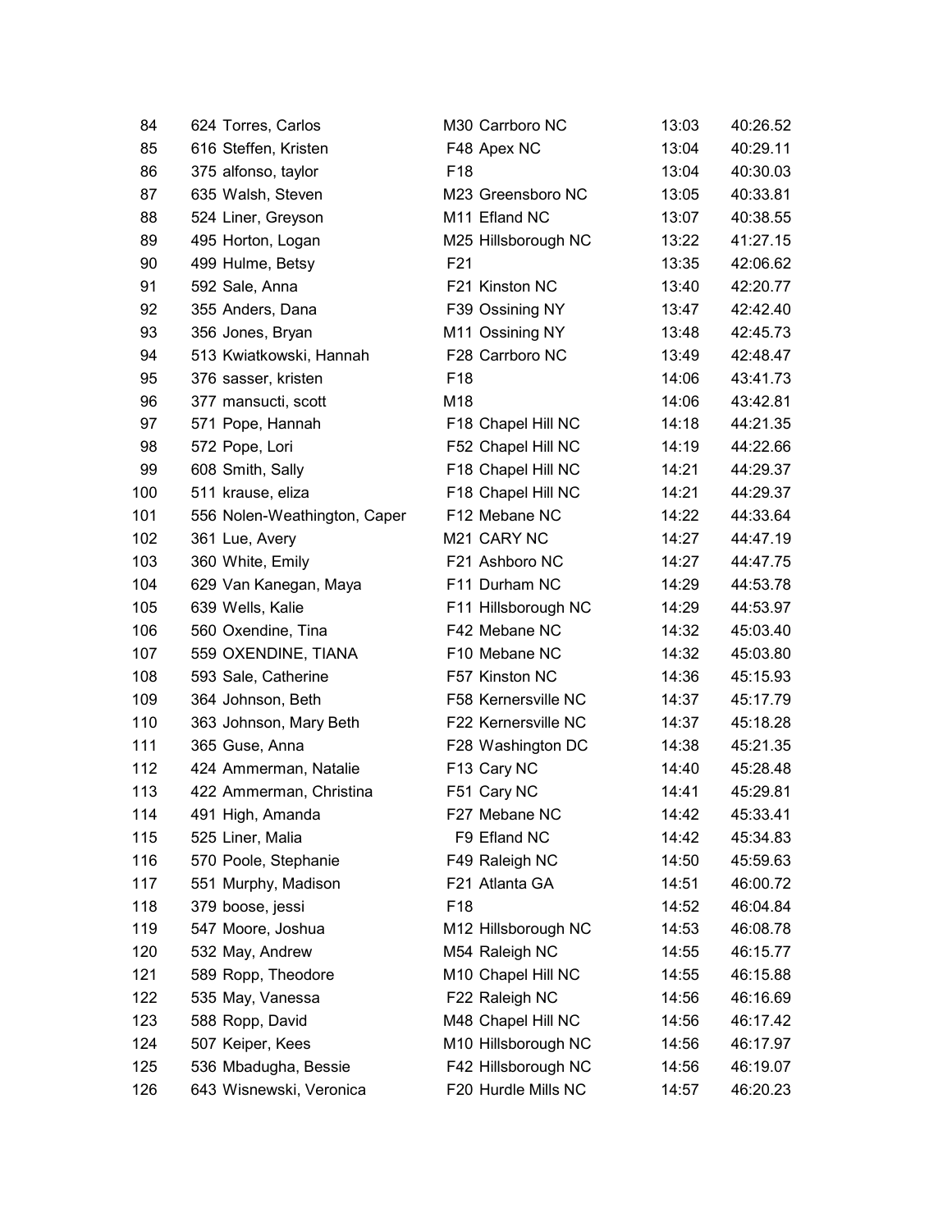| | | | | | |
|---|---|---|---|---|---|
| 84 | 624 Torres, Carlos | M30 | Carrboro NC | 13:03 | 40:26.52 |
| 85 | 616 Steffen, Kristen | F48 | Apex NC | 13:04 | 40:29.11 |
| 86 | 375 alfonso, taylor | F18 | | 13:04 | 40:30.03 |
| 87 | 635 Walsh, Steven | M23 | Greensboro NC | 13:05 | 40:33.81 |
| 88 | 524 Liner, Greyson | M11 | Efland NC | 13:07 | 40:38.55 |
| 89 | 495 Horton, Logan | M25 | Hillsborough NC | 13:22 | 41:27.15 |
| 90 | 499 Hulme, Betsy | F21 | | 13:35 | 42:06.62 |
| 91 | 592 Sale, Anna | F21 | Kinston NC | 13:40 | 42:20.77 |
| 92 | 355 Anders, Dana | F39 | Ossining NY | 13:47 | 42:42.40 |
| 93 | 356 Jones, Bryan | M11 | Ossining NY | 13:48 | 42:45.73 |
| 94 | 513 Kwiatkowski, Hannah | F28 | Carrboro NC | 13:49 | 42:48.47 |
| 95 | 376 sasser, kristen | F18 | | 14:06 | 43:41.73 |
| 96 | 377 mansucti, scott | M18 | | 14:06 | 43:42.81 |
| 97 | 571 Pope, Hannah | F18 | Chapel Hill NC | 14:18 | 44:21.35 |
| 98 | 572 Pope, Lori | F52 | Chapel Hill NC | 14:19 | 44:22.66 |
| 99 | 608 Smith, Sally | F18 | Chapel Hill NC | 14:21 | 44:29.37 |
| 100 | 511 krause, eliza | F18 | Chapel Hill NC | 14:21 | 44:29.37 |
| 101 | 556 Nolen-Weathington, Caper | F12 | Mebane NC | 14:22 | 44:33.64 |
| 102 | 361 Lue, Avery | M21 | CARY NC | 14:27 | 44:47.19 |
| 103 | 360 White, Emily | F21 | Ashboro NC | 14:27 | 44:47.75 |
| 104 | 629 Van Kanegan, Maya | F11 | Durham NC | 14:29 | 44:53.78 |
| 105 | 639 Wells, Kalie | F11 | Hillsborough NC | 14:29 | 44:53.97 |
| 106 | 560 Oxendine, Tina | F42 | Mebane NC | 14:32 | 45:03.40 |
| 107 | 559 OXENDINE, TIANA | F10 | Mebane NC | 14:32 | 45:03.80 |
| 108 | 593 Sale, Catherine | F57 | Kinston NC | 14:36 | 45:15.93 |
| 109 | 364 Johnson, Beth | F58 | Kernersville NC | 14:37 | 45:17.79 |
| 110 | 363 Johnson, Mary Beth | F22 | Kernersville NC | 14:37 | 45:18.28 |
| 111 | 365 Guse, Anna | F28 | Washington DC | 14:38 | 45:21.35 |
| 112 | 424 Ammerman, Natalie | F13 | Cary NC | 14:40 | 45:28.48 |
| 113 | 422 Ammerman, Christina | F51 | Cary NC | 14:41 | 45:29.81 |
| 114 | 491 High, Amanda | F27 | Mebane NC | 14:42 | 45:33.41 |
| 115 | 525 Liner, Malia | F9 | Efland NC | 14:42 | 45:34.83 |
| 116 | 570 Poole, Stephanie | F49 | Raleigh NC | 14:50 | 45:59.63 |
| 117 | 551 Murphy, Madison | F21 | Atlanta GA | 14:51 | 46:00.72 |
| 118 | 379 boose, jessi | F18 | | 14:52 | 46:04.84 |
| 119 | 547 Moore, Joshua | M12 | Hillsborough NC | 14:53 | 46:08.78 |
| 120 | 532 May, Andrew | M54 | Raleigh NC | 14:55 | 46:15.77 |
| 121 | 589 Ropp, Theodore | M10 | Chapel Hill NC | 14:55 | 46:15.88 |
| 122 | 535 May, Vanessa | F22 | Raleigh NC | 14:56 | 46:16.69 |
| 123 | 588 Ropp, David | M48 | Chapel Hill NC | 14:56 | 46:17.42 |
| 124 | 507 Keiper, Kees | M10 | Hillsborough NC | 14:56 | 46:17.97 |
| 125 | 536 Mbadugha, Bessie | F42 | Hillsborough NC | 14:56 | 46:19.07 |
| 126 | 643 Wisnewski, Veronica | F20 | Hurdle Mills NC | 14:57 | 46:20.23 |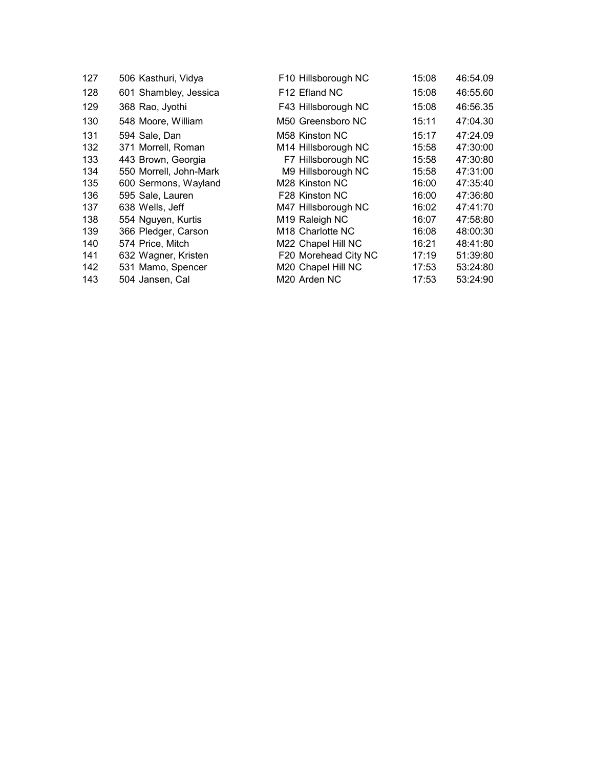| | | | | | | |
|---|---|---|---|---|---|---|
| 127 | 506 | Kasthuri, Vidya | F10 | Hillsborough NC | 15:08 | 46:54.09 |
| 128 | 601 | Shambley, Jessica | F12 | Efland NC | 15:08 | 46:55.60 |
| 129 | 368 | Rao, Jyothi | F43 | Hillsborough NC | 15:08 | 46:56.35 |
| 130 | 548 | Moore, William | M50 | Greensboro NC | 15:11 | 47:04.30 |
| 131 | 594 | Sale, Dan | M58 | Kinston NC | 15:17 | 47:24.09 |
| 132 | 371 | Morrell, Roman | M14 | Hillsborough NC | 15:58 | 47:30:00 |
| 133 | 443 | Brown, Georgia | F7 | Hillsborough NC | 15:58 | 47:30:80 |
| 134 | 550 | Morrell, John-Mark | M9 | Hillsborough NC | 15:58 | 47:31:00 |
| 135 | 600 | Sermons, Wayland | M28 | Kinston NC | 16:00 | 47:35:40 |
| 136 | 595 | Sale, Lauren | F28 | Kinston NC | 16:00 | 47:36:80 |
| 137 | 638 | Wells, Jeff | M47 | Hillsborough NC | 16:02 | 47:41:70 |
| 138 | 554 | Nguyen, Kurtis | M19 | Raleigh NC | 16:07 | 47:58:80 |
| 139 | 366 | Pledger, Carson | M18 | Charlotte NC | 16:08 | 48:00:30 |
| 140 | 574 | Price, Mitch | M22 | Chapel Hill NC | 16:21 | 48:41:80 |
| 141 | 632 | Wagner, Kristen | F20 | Morehead City NC | 17:19 | 51:39:80 |
| 142 | 531 | Mamo, Spencer | M20 | Chapel Hill NC | 17:53 | 53:24:80 |
| 143 | 504 | Jansen, Cal | M20 | Arden NC | 17:53 | 53:24:90 |